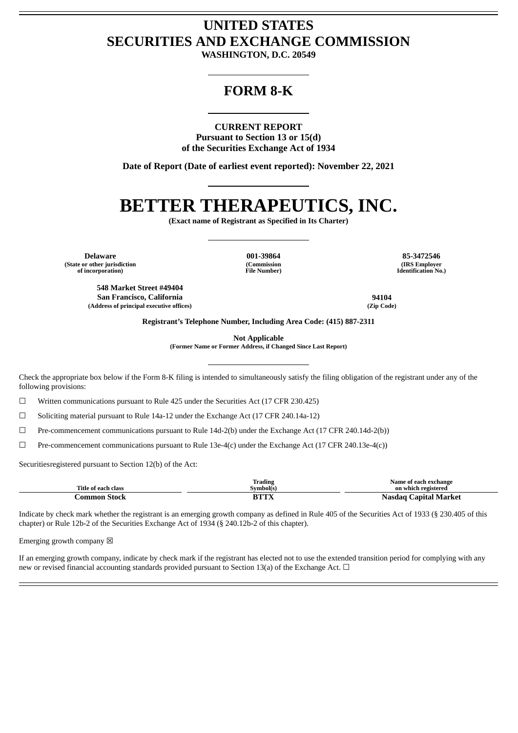# UNITED STATES
# SECURITIES AND EXCHANGE COMMISSION

**WASHINGTON, D.C. 20549**

## FORM 8-K

**CURRENT REPORT**
**Pursuant to Section 13 or 15(d)**
**of the Securities Exchange Act of 1934**

**Date of Report (Date of earliest event reported): November 22, 2021**

# BETTER THERAPEUTICS, INC.

**(Exact name of Registrant as Specified in Its Charter)**

| Delaware | 001-39864 | 85-3472546 |
|---|---|---|
| (State or other jurisdiction of incorporation) | (Commission File Number) | (IRS Employer Identification No.) |

| 548 Market Street #49404 San Francisco, California | 94104 |
|---|---|
| (Address of principal executive offices) | (Zip Code) |

**Registrant's Telephone Number, Including Area Code: (415) 887-2311**

**Not Applicable**
**(Former Name or Former Address, if Changed Since Last Report)**

Check the appropriate box below if the Form 8-K filing is intended to simultaneously satisfy the filing obligation of the registrant under any of the following provisions:

☐ Written communications pursuant to Rule 425 under the Securities Act (17 CFR 230.425)

☐ Soliciting material pursuant to Rule 14a-12 under the Exchange Act (17 CFR 240.14a-12)

☐ Pre-commencement communications pursuant to Rule 14d-2(b) under the Exchange Act (17 CFR 240.14d-2(b))

☐ Pre-commencement communications pursuant to Rule 13e-4(c) under the Exchange Act (17 CFR 240.13e-4(c))

Securitiesregistered pursuant to Section 12(b) of the Act:

| Title of each class | Trading Symbol(s) | Name of each exchange on which registered |
|---|---|---|
| **Common Stock** | **BTTX** | **Nasdaq Capital Market** |

Indicate by check mark whether the registrant is an emerging growth company as defined in Rule 405 of the Securities Act of 1933 (§ 230.405 of this chapter) or Rule 12b-2 of the Securities Exchange Act of 1934 (§ 240.12b-2 of this chapter).

Emerging growth company ☒

If an emerging growth company, indicate by check mark if the registrant has elected not to use the extended transition period for complying with any new or revised financial accounting standards provided pursuant to Section 13(a) of the Exchange Act. ☐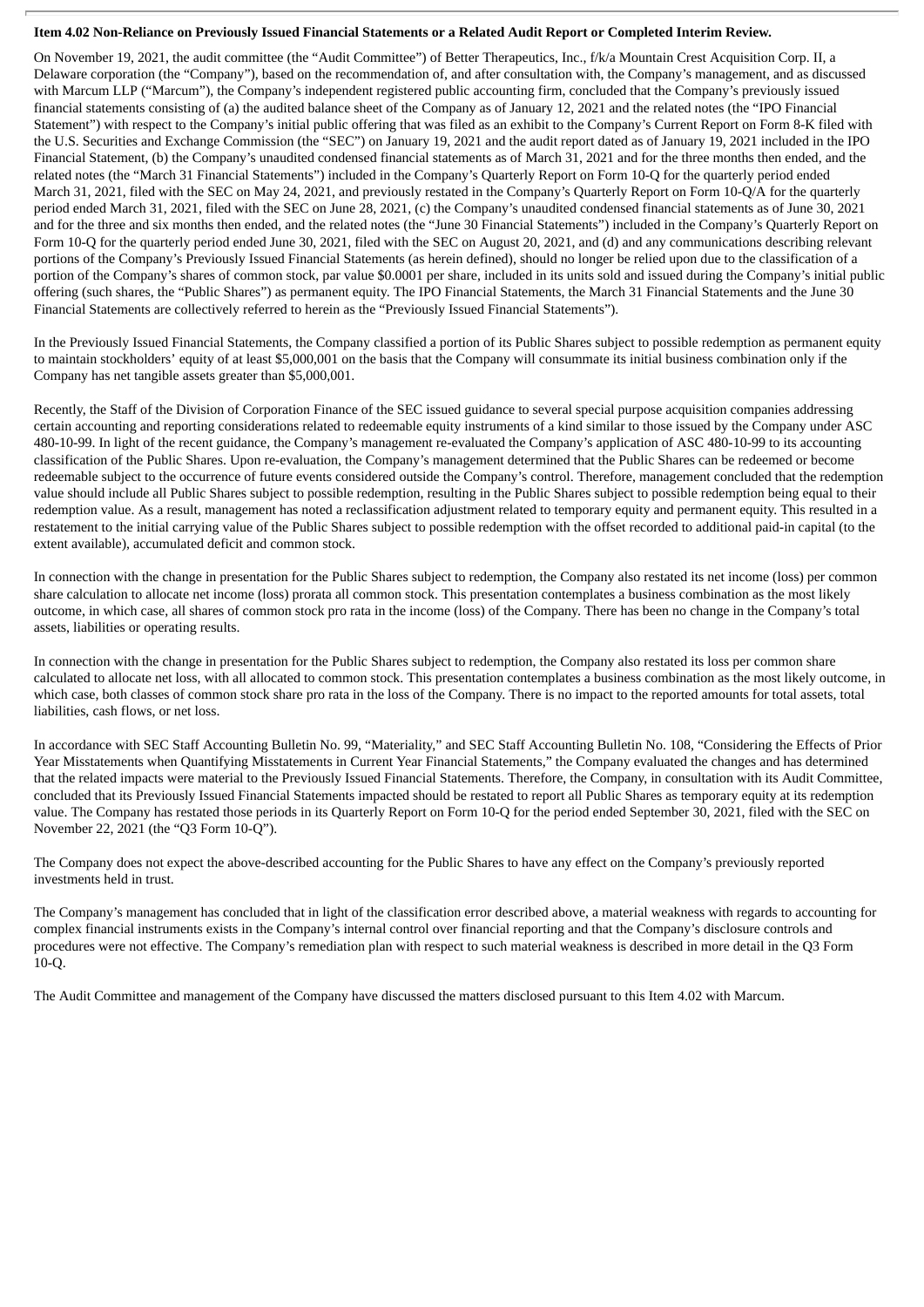**Item 4.02 Non-Reliance on Previously Issued Financial Statements or a Related Audit Report or Completed Interim Review.**

On November 19, 2021, the audit committee (the "Audit Committee") of Better Therapeutics, Inc., f/k/a Mountain Crest Acquisition Corp. II, a Delaware corporation (the "Company"), based on the recommendation of, and after consultation with, the Company's management, and as discussed with Marcum LLP ("Marcum"), the Company's independent registered public accounting firm, concluded that the Company's previously issued financial statements consisting of (a) the audited balance sheet of the Company as of January 12, 2021 and the related notes (the "IPO Financial Statement") with respect to the Company's initial public offering that was filed as an exhibit to the Company's Current Report on Form 8-K filed with the U.S. Securities and Exchange Commission (the "SEC") on January 19, 2021 and the audit report dated as of January 19, 2021 included in the IPO Financial Statement, (b) the Company's unaudited condensed financial statements as of March 31, 2021 and for the three months then ended, and the related notes (the "March 31 Financial Statements") included in the Company's Quarterly Report on Form 10-Q for the quarterly period ended March 31, 2021, filed with the SEC on May 24, 2021, and previously restated in the Company's Quarterly Report on Form 10-Q/A for the quarterly period ended March 31, 2021, filed with the SEC on June 28, 2021, (c) the Company's unaudited condensed financial statements as of June 30, 2021 and for the three and six months then ended, and the related notes (the "June 30 Financial Statements") included in the Company's Quarterly Report on Form 10-Q for the quarterly period ended June 30, 2021, filed with the SEC on August 20, 2021, and (d) and any communications describing relevant portions of the Company's Previously Issued Financial Statements (as herein defined), should no longer be relied upon due to the classification of a portion of the Company's shares of common stock, par value $0.0001 per share, included in its units sold and issued during the Company's initial public offering (such shares, the "Public Shares") as permanent equity. The IPO Financial Statements, the March 31 Financial Statements and the June 30 Financial Statements are collectively referred to herein as the "Previously Issued Financial Statements").

In the Previously Issued Financial Statements, the Company classified a portion of its Public Shares subject to possible redemption as permanent equity to maintain stockholders' equity of at least $5,000,001 on the basis that the Company will consummate its initial business combination only if the Company has net tangible assets greater than $5,000,001.

Recently, the Staff of the Division of Corporation Finance of the SEC issued guidance to several special purpose acquisition companies addressing certain accounting and reporting considerations related to redeemable equity instruments of a kind similar to those issued by the Company under ASC 480-10-99. In light of the recent guidance, the Company's management re-evaluated the Company's application of ASC 480-10-99 to its accounting classification of the Public Shares. Upon re-evaluation, the Company's management determined that the Public Shares can be redeemed or become redeemable subject to the occurrence of future events considered outside the Company's control. Therefore, management concluded that the redemption value should include all Public Shares subject to possible redemption, resulting in the Public Shares subject to possible redemption being equal to their redemption value. As a result, management has noted a reclassification adjustment related to temporary equity and permanent equity. This resulted in a restatement to the initial carrying value of the Public Shares subject to possible redemption with the offset recorded to additional paid-in capital (to the extent available), accumulated deficit and common stock.

In connection with the change in presentation for the Public Shares subject to redemption, the Company also restated its net income (loss) per common share calculation to allocate net income (loss) prorata all common stock. This presentation contemplates a business combination as the most likely outcome, in which case, all shares of common stock pro rata in the income (loss) of the Company. There has been no change in the Company's total assets, liabilities or operating results.

In connection with the change in presentation for the Public Shares subject to redemption, the Company also restated its loss per common share calculated to allocate net loss, with all allocated to common stock. This presentation contemplates a business combination as the most likely outcome, in which case, both classes of common stock share pro rata in the loss of the Company. There is no impact to the reported amounts for total assets, total liabilities, cash flows, or net loss.

In accordance with SEC Staff Accounting Bulletin No. 99, "Materiality," and SEC Staff Accounting Bulletin No. 108, "Considering the Effects of Prior Year Misstatements when Quantifying Misstatements in Current Year Financial Statements," the Company evaluated the changes and has determined that the related impacts were material to the Previously Issued Financial Statements. Therefore, the Company, in consultation with its Audit Committee, concluded that its Previously Issued Financial Statements impacted should be restated to report all Public Shares as temporary equity at its redemption value. The Company has restated those periods in its Quarterly Report on Form 10-Q for the period ended September 30, 2021, filed with the SEC on November 22, 2021 (the "Q3 Form 10-Q").

The Company does not expect the above-described accounting for the Public Shares to have any effect on the Company's previously reported investments held in trust.

The Company's management has concluded that in light of the classification error described above, a material weakness with regards to accounting for complex financial instruments exists in the Company's internal control over financial reporting and that the Company's disclosure controls and procedures were not effective. The Company's remediation plan with respect to such material weakness is described in more detail in the Q3 Form 10-Q.

The Audit Committee and management of the Company have discussed the matters disclosed pursuant to this Item 4.02 with Marcum.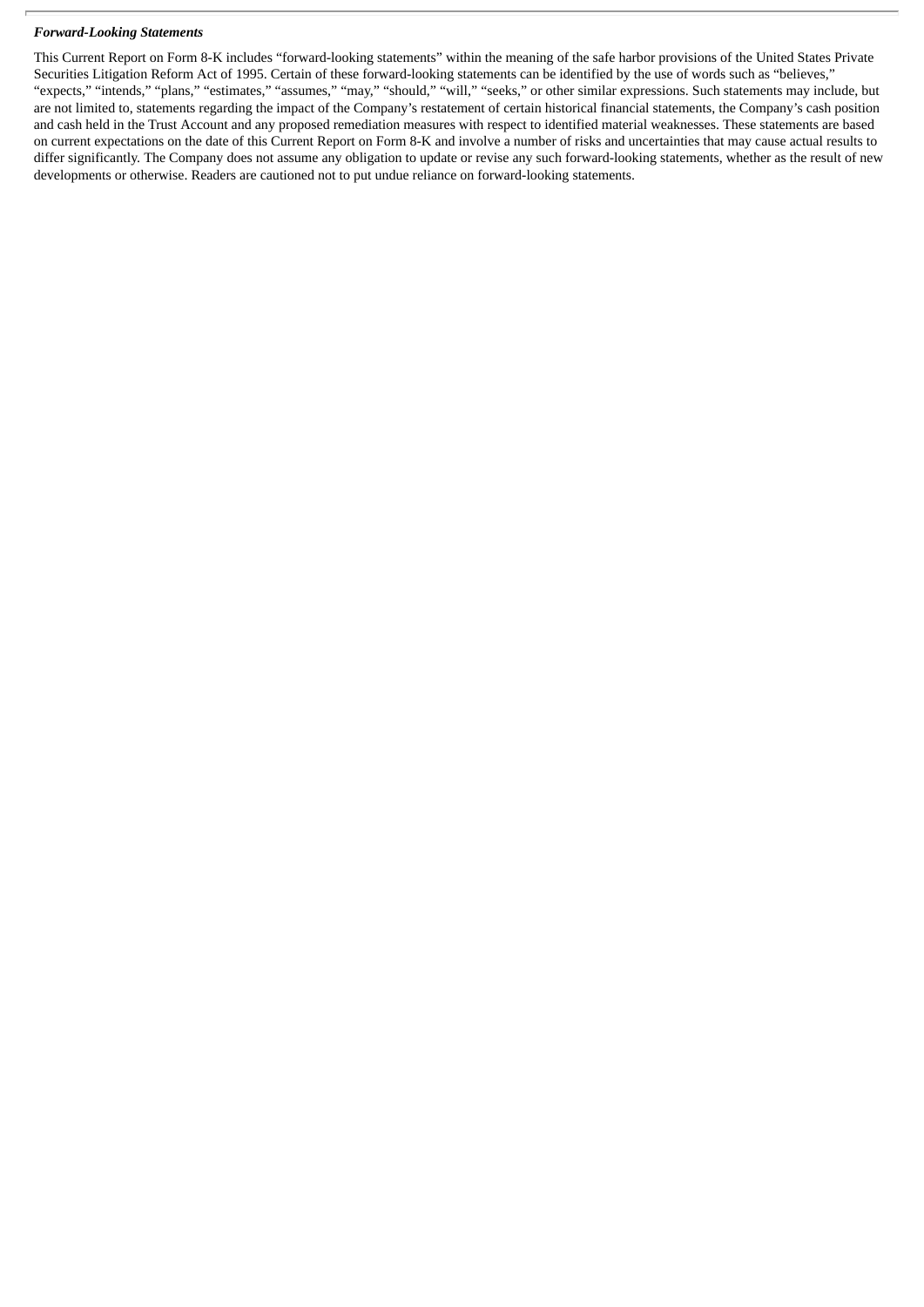***Forward-Looking Statements***

This Current Report on Form 8-K includes "forward-looking statements" within the meaning of the safe harbor provisions of the United States Private Securities Litigation Reform Act of 1995. Certain of these forward-looking statements can be identified by the use of words such as "believes," "expects," "intends," "plans," "estimates," "assumes," "may," "should," "will," "seeks," or other similar expressions. Such statements may include, but are not limited to, statements regarding the impact of the Company's restatement of certain historical financial statements, the Company's cash position and cash held in the Trust Account and any proposed remediation measures with respect to identified material weaknesses. These statements are based on current expectations on the date of this Current Report on Form 8-K and involve a number of risks and uncertainties that may cause actual results to differ significantly. The Company does not assume any obligation to update or revise any such forward-looking statements, whether as the result of new developments or otherwise. Readers are cautioned not to put undue reliance on forward-looking statements.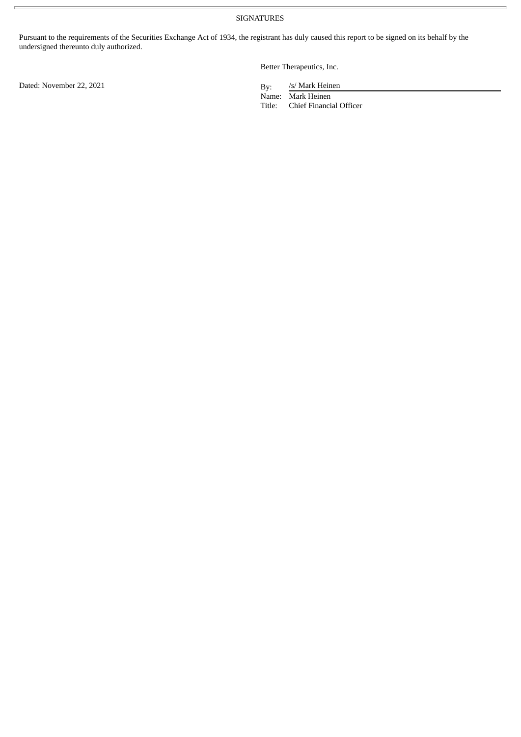SIGNATURES

Pursuant to the requirements of the Securities Exchange Act of 1934, the registrant has duly caused this report to be signed on its behalf by the undersigned thereunto duly authorized.

Better Therapeutics, Inc.

Dated: November 22, 2021

| | |
|---|---|
| By: | /s/ Mark Heinen |
| Name: | Mark Heinen |
| Title: | Chief Financial Officer |